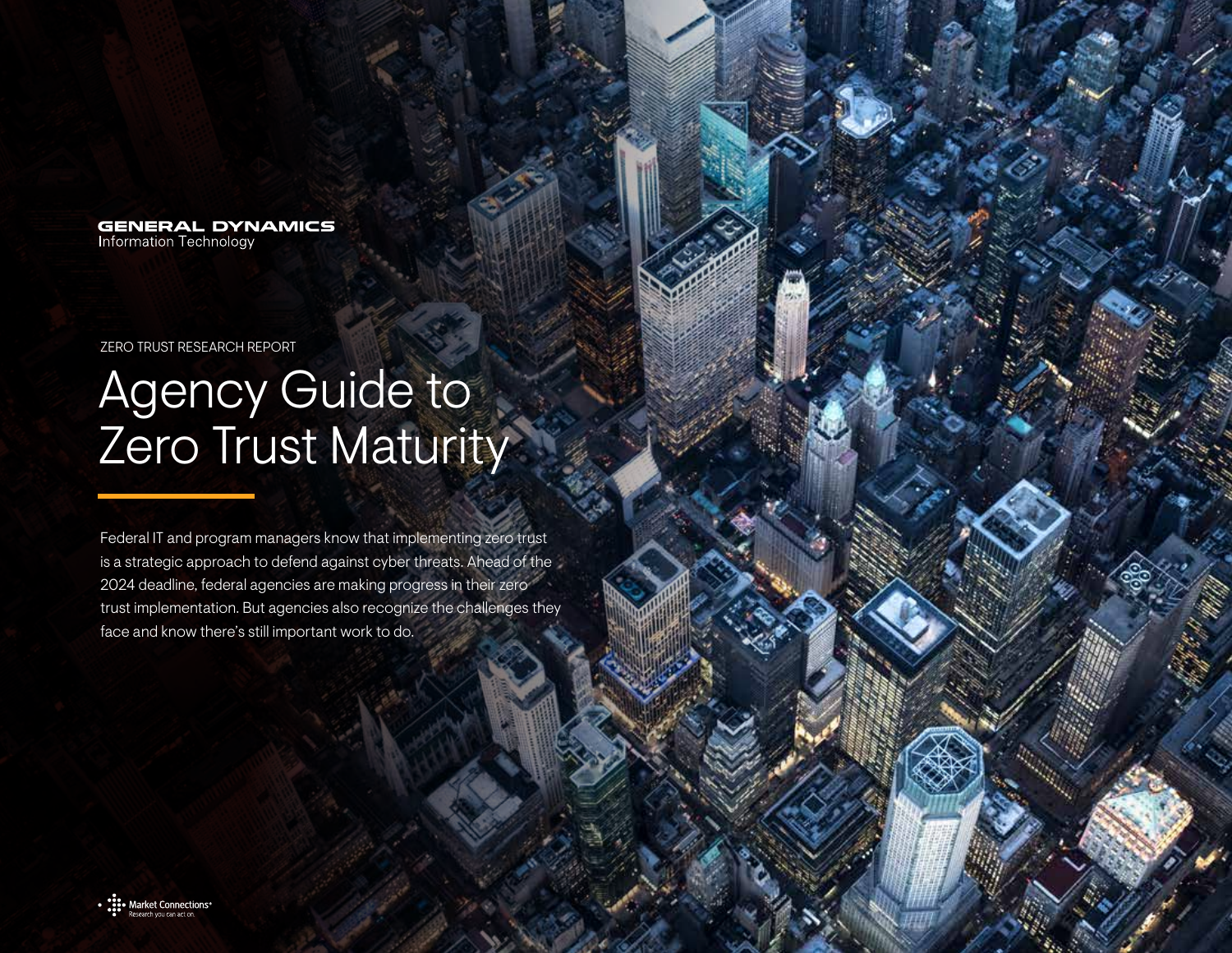GENERAL DYNAMICS
Information Technology

ZERO TRUST RESEARCH REPORT

# Agency Guide to Zero Trust Maturity

Federal IT and program managers know that implementing zero trust is a strategic approach to defend against cyber threats. Ahead of the 2024 deadline, federal agencies are making progress in their zero trust implementation. But agencies also recognize the challenges they face and know there's still important work to do.

Market Connections
Research you can act on.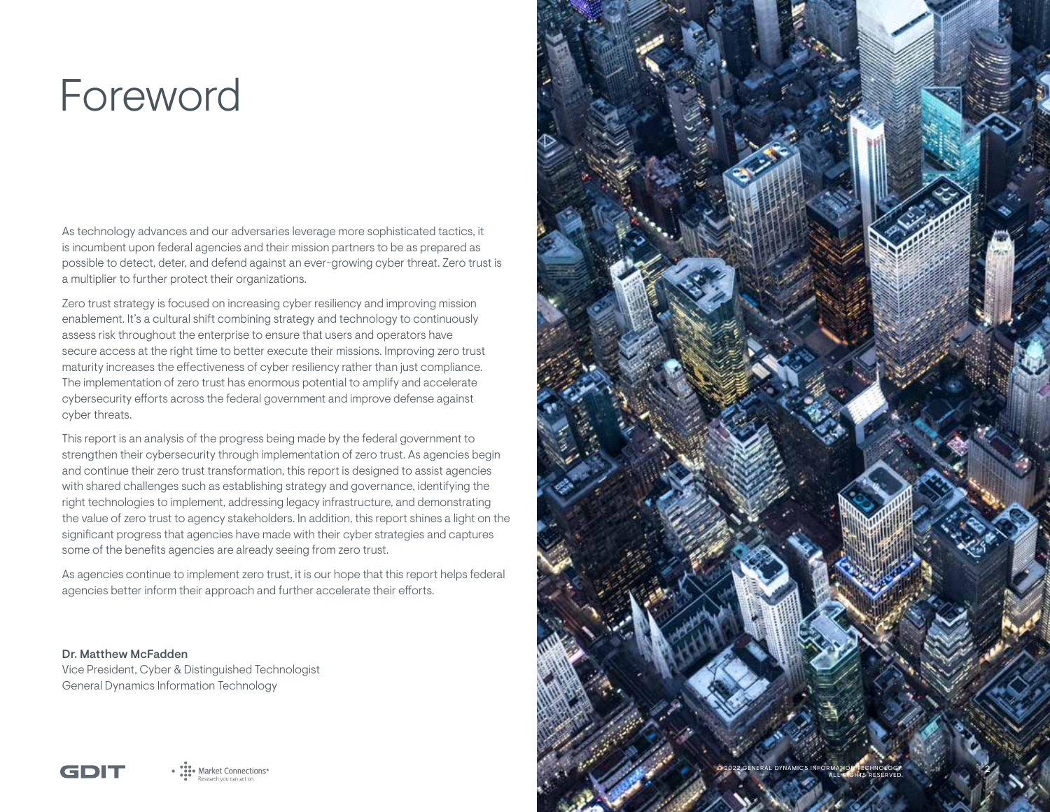# Foreword

As technology advances and our adversaries leverage more sophisticated tactics, it is incumbent upon federal agencies and their mission partners to be as prepared as possible to detect, deter, and defend against an ever-growing cyber threat. Zero trust is a multiplier to further protect their organizations.

Zero trust strategy is focused on increasing cyber resiliency and improving mission enablement. It's a cultural shift combining strategy and technology to continuously assess risk throughout the enterprise to ensure that users and operators have secure access at the right time to better execute their missions. Improving zero trust maturity increases the effectiveness of cyber resiliency rather than just compliance. The implementation of zero trust has enormous potential to amplify and accelerate cybersecurity efforts across the federal government and improve defense against cyber threats.

This report is an analysis of the progress being made by the federal government to strengthen their cybersecurity through implementation of zero trust. As agencies begin and continue their zero trust transformation, this report is designed to assist agencies with shared challenges such as establishing strategy and governance, identifying the right technologies to implement, addressing legacy infrastructure, and demonstrating the value of zero trust to agency stakeholders. In addition, this report shines a light on the significant progress that agencies have made with their cyber strategies and captures some of the benefits agencies are already seeing from zero trust.

As agencies continue to implement zero trust, it is our hope that this report helps federal agencies better inform their approach and further accelerate their efforts.

**Dr. Matthew McFadden**
Vice President, Cyber & Distinguished Technologist
General Dynamics Information Technology

© 2022 GENERAL DYNAMICS INFORMATION TECHNOLOGY. ALL RIGHTS RESERVED.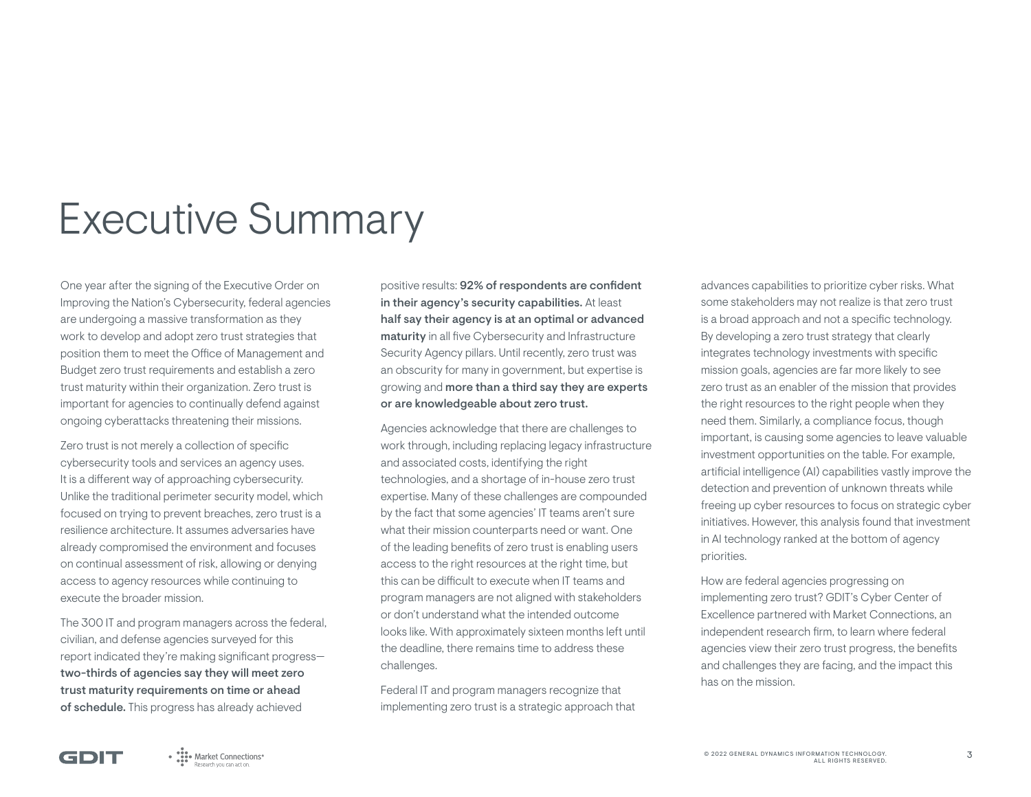# Executive Summary

One year after the signing of the Executive Order on Improving the Nation's Cybersecurity, federal agencies are undergoing a massive transformation as they work to develop and adopt zero trust strategies that position them to meet the Office of Management and Budget zero trust requirements and establish a zero trust maturity within their organization. Zero trust is important for agencies to continually defend against ongoing cyberattacks threatening their missions.

Zero trust is not merely a collection of specific cybersecurity tools and services an agency uses. It is a different way of approaching cybersecurity. Unlike the traditional perimeter security model, which focused on trying to prevent breaches, zero trust is a resilience architecture. It assumes adversaries have already compromised the environment and focuses on continual assessment of risk, allowing or denying access to agency resources while continuing to execute the broader mission.

The 300 IT and program managers across the federal, civilian, and defense agencies surveyed for this report indicated they're making significant progress—**two-thirds of agencies say they will meet zero trust maturity requirements on time or ahead of schedule.** This progress has already achieved positive results: **92% of respondents are confident in their agency's security capabilities.** At least **half say their agency is at an optimal or advanced maturity** in all five Cybersecurity and Infrastructure Security Agency pillars. Until recently, zero trust was an obscurity for many in government, but expertise is growing and **more than a third say they are experts or are knowledgeable about zero trust.**

Agencies acknowledge that there are challenges to work through, including replacing legacy infrastructure and associated costs, identifying the right technologies, and a shortage of in-house zero trust expertise. Many of these challenges are compounded by the fact that some agencies' IT teams aren't sure what their mission counterparts need or want. One of the leading benefits of zero trust is enabling users access to the right resources at the right time, but this can be difficult to execute when IT teams and program managers are not aligned with stakeholders or don't understand what the intended outcome looks like. With approximately sixteen months left until the deadline, there remains time to address these challenges.

Federal IT and program managers recognize that implementing zero trust is a strategic approach that advances capabilities to prioritize cyber risks. What some stakeholders may not realize is that zero trust is a broad approach and not a specific technology. By developing a zero trust strategy that clearly integrates technology investments with specific mission goals, agencies are far more likely to see zero trust as an enabler of the mission that provides the right resources to the right people when they need them. Similarly, a compliance focus, though important, is causing some agencies to leave valuable investment opportunities on the table. For example, artificial intelligence (AI) capabilities vastly improve the detection and prevention of unknown threats while freeing up cyber resources to focus on strategic cyber initiatives. However, this analysis found that investment in AI technology ranked at the bottom of agency priorities.

How are federal agencies progressing on implementing zero trust? GDIT's Cyber Center of Excellence partnered with Market Connections, an independent research firm, to learn where federal agencies view their zero trust progress, the benefits and challenges they are facing, and the impact this has on the mission.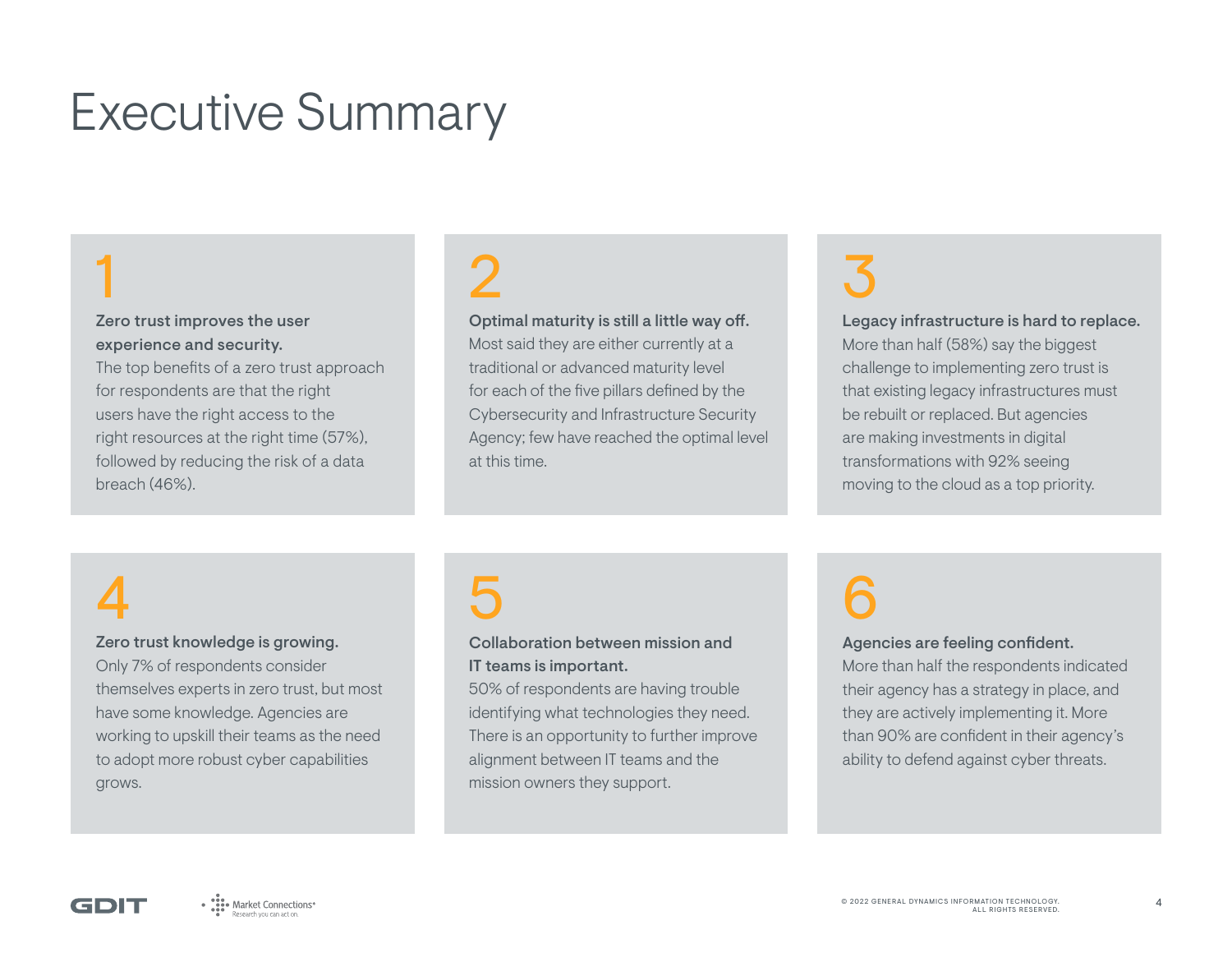# Executive Summary

## 1

**Zero trust improves the user experience and security.**
The top benefits of a zero trust approach for respondents are that the right users have the right access to the right resources at the right time (57%), followed by reducing the risk of a data breach (46%).

## 2

**Optimal maturity is still a little way off.**
Most said they are either currently at a traditional or advanced maturity level for each of the five pillars defined by the Cybersecurity and Infrastructure Security Agency; few have reached the optimal level at this time.

## 3

**Legacy infrastructure is hard to replace.**
More than half (58%) say the biggest challenge to implementing zero trust is that existing legacy infrastructures must be rebuilt or replaced. But agencies are making investments in digital transformations with 92% seeing moving to the cloud as a top priority.

## 4

**Zero trust knowledge is growing.**
Only 7% of respondents consider themselves experts in zero trust, but most have some knowledge. Agencies are working to upskill their teams as the need to adopt more robust cyber capabilities grows.

## 5

**Collaboration between mission and IT teams is important.**
50% of respondents are having trouble identifying what technologies they need. There is an opportunity to further improve alignment between IT teams and the mission owners they support.

## 6

**Agencies are feeling confident.**
More than half the respondents indicated their agency has a strategy in place, and they are actively implementing it. More than 90% are confident in their agency's ability to defend against cyber threats.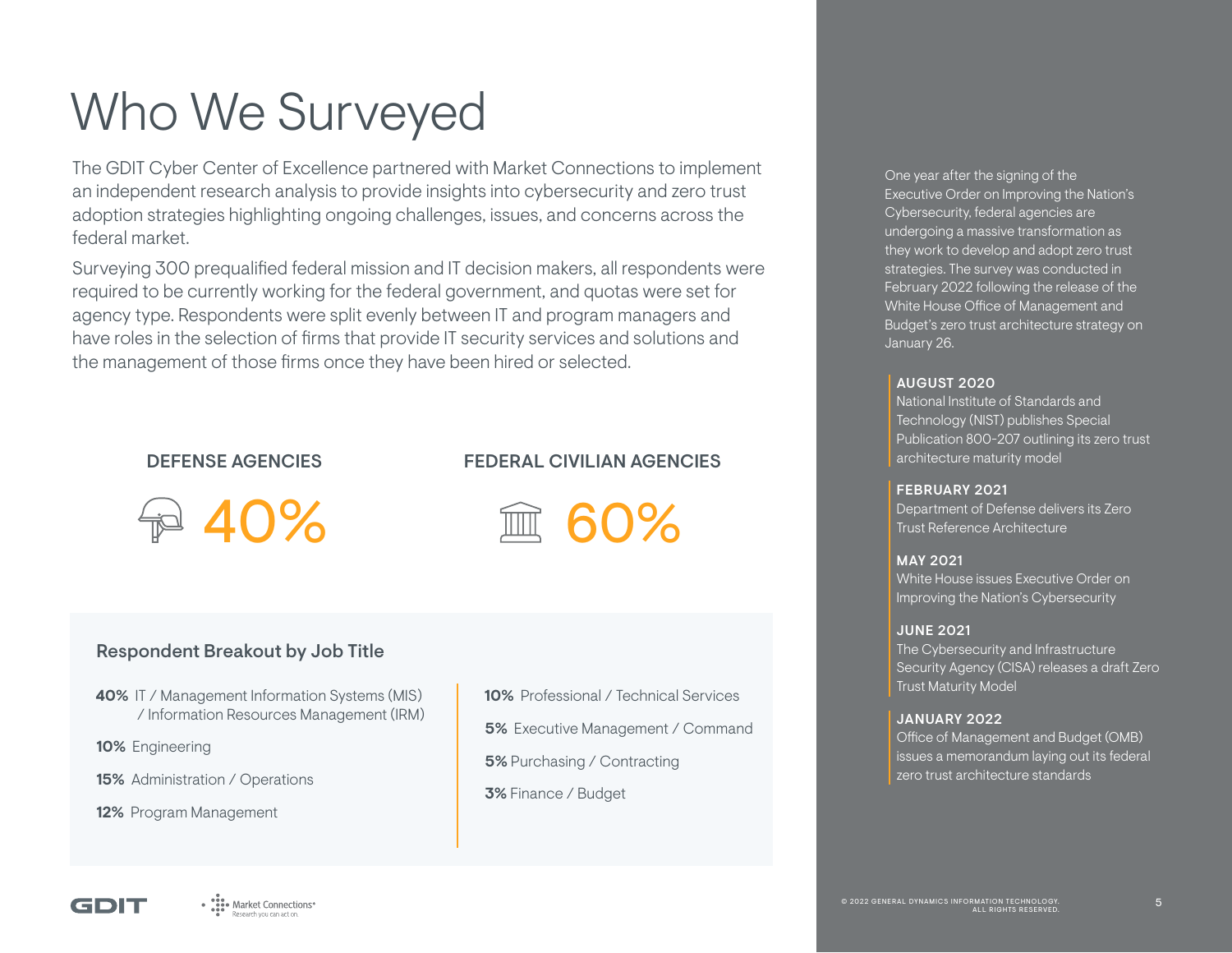# Who We Surveyed

The GDIT Cyber Center of Excellence partnered with Market Connections to implement an independent research analysis to provide insights into cybersecurity and zero trust adoption strategies highlighting ongoing challenges, issues, and concerns across the federal market.

Surveying 300 prequalified federal mission and IT decision makers, all respondents were required to be currently working for the federal government, and quotas were set for agency type. Respondents were split evenly between IT and program managers and have roles in the selection of firms that provide IT security services and solutions and the management of those firms once they have been hired or selected.

**DEFENSE AGENCIES**

40%

**FEDERAL CIVILIAN AGENCIES**

60%

### Respondent Breakout by Job Title

- **40%** IT / Management Information Systems (MIS) / Information Resources Management (IRM)
- **10%** Engineering
- **15%** Administration / Operations
- **12%** Program Management
- **10%** Professional / Technical Services
- **5%** Executive Management / Command
- **5%** Purchasing / Contracting
- **3%** Finance / Budget

One year after the signing of the Executive Order on Improving the Nation's Cybersecurity, federal agencies are undergoing a massive transformation as they work to develop and adopt zero trust strategies. The survey was conducted in February 2022 following the release of the White House Office of Management and Budget's zero trust architecture strategy on January 26.

**AUGUST 2020**
National Institute of Standards and Technology (NIST) publishes Special Publication 800-207 outlining its zero trust architecture maturity model

**FEBRUARY 2021**
Department of Defense delivers its Zero Trust Reference Architecture

**MAY 2021**
White House issues Executive Order on Improving the Nation's Cybersecurity

**JUNE 2021**
The Cybersecurity and Infrastructure Security Agency (CISA) releases a draft Zero Trust Maturity Model

**JANUARY 2022**
Office of Management and Budget (OMB) issues a memorandum laying out its federal zero trust architecture standards

GDIT | Market Connections — Research you can act on

© 2022 GENERAL DYNAMICS INFORMATION TECHNOLOGY. ALL RIGHTS RESERVED.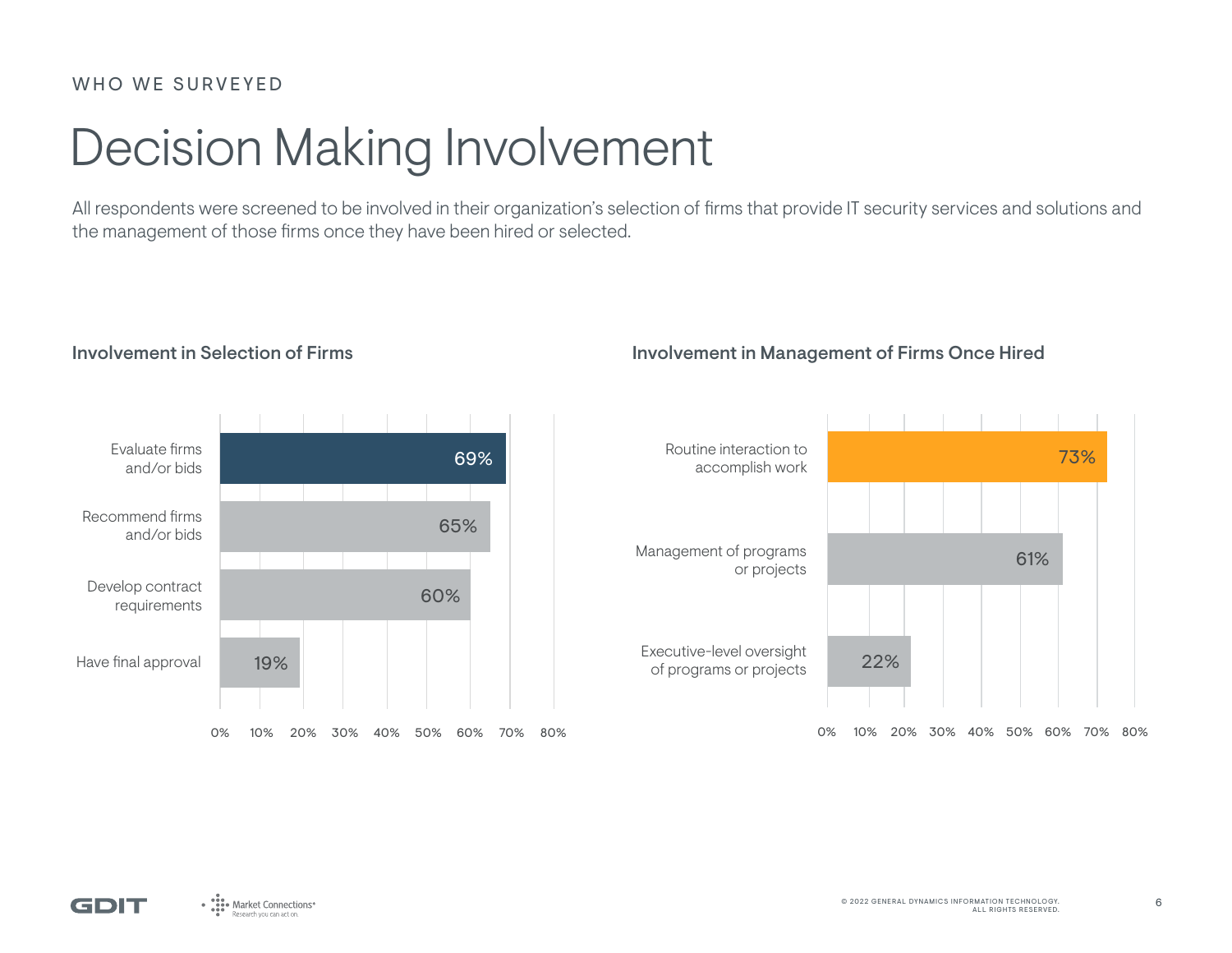WHO WE SURVEYED

# Decision Making Involvement

All respondents were screened to be involved in their organization's selection of firms that provide IT security services and solutions and the management of those firms once they have been hired or selected.

### Involvement in Selection of Firms

| Involvement | Percent |
|---|---|
| Evaluate firms and/or bids | 69% |
| Recommend firms and/or bids | 65% |
| Develop contract requirements | 60% |
| Have final approval | 19% |

### Involvement in Management of Firms Once Hired

| Involvement | Percent |
|---|---|
| Routine interaction to accomplish work | 73% |
| Management of programs or projects | 61% |
| Executive-level oversight of programs or projects | 22% |

© 2022 GENERAL DYNAMICS INFORMATION TECHNOLOGY. ALL RIGHTS RESERVED.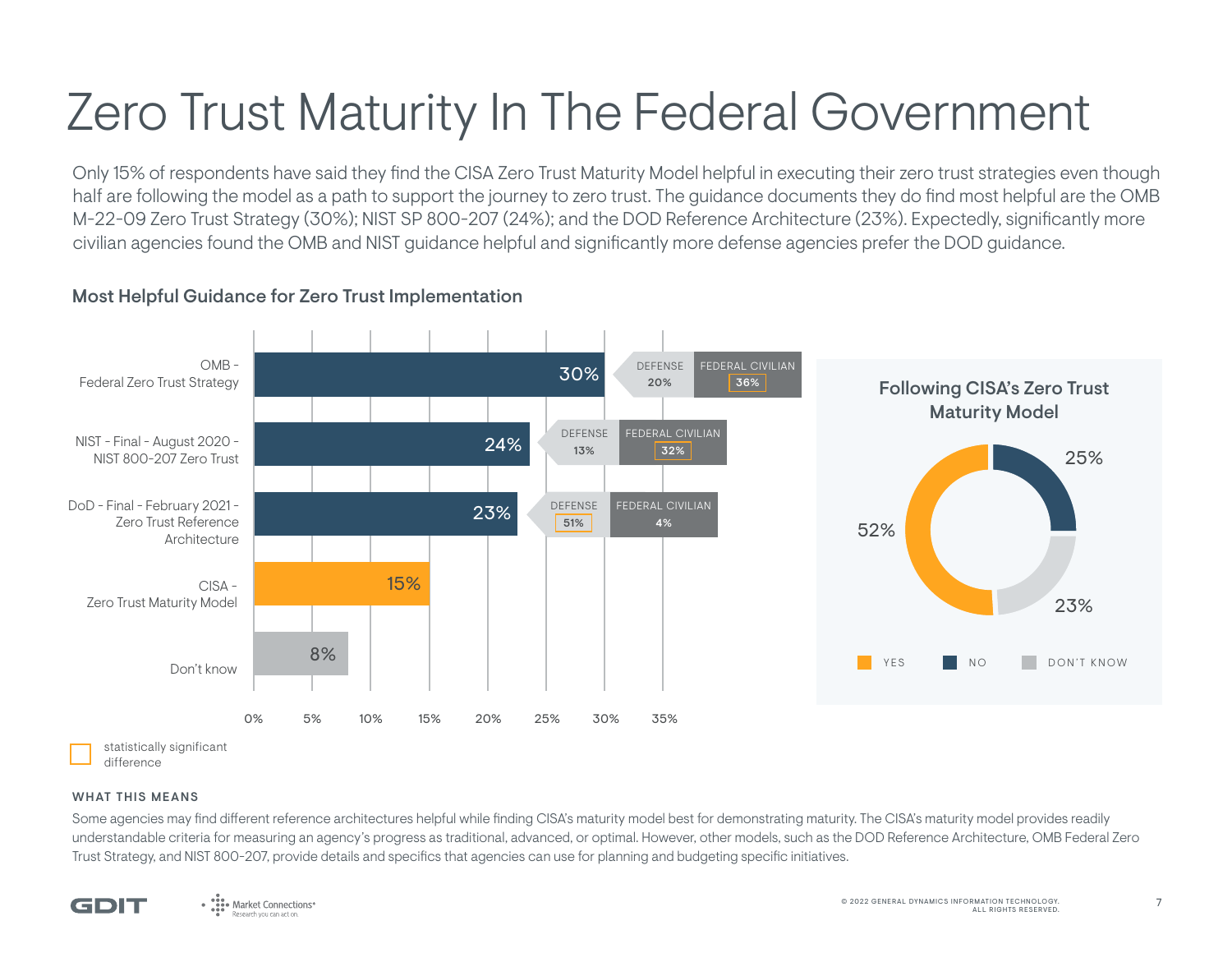# Zero Trust Maturity In The Federal Government

Only 15% of respondents have said they find the CISA Zero Trust Maturity Model helpful in executing their zero trust strategies even though half are following the model as a path to support the journey to zero trust. The guidance documents they do find most helpful are the OMB M-22-09 Zero Trust Strategy (30%); NIST SP 800-207 (24%); and the DOD Reference Architecture (23%). Expectedly, significantly more civilian agencies found the OMB and NIST guidance helpful and significantly more defense agencies prefer the DOD guidance.

### Most Helpful Guidance for Zero Trust Implementation

| Guidance | Total | Defense | Federal Civilian |
|---|---|---|---|
| OMB - Federal Zero Trust Strategy | 30% | 20% | 36%* |
| NIST - Final - August 2020 - NIST 800-207 Zero Trust | 24% | 13% | 32%* |
| DoD - Final - February 2021 - Zero Trust Reference Architecture | 23% | 51%* | 4% |
| CISA - Zero Trust Maturity Model | 15% | | |
| Don't know | 8% | | |

*statistically significant difference

### Following CISA's Zero Trust Maturity Model

| Response | Percent |
|---|---|
| Yes | 52% |
| No | 25% |
| Don't know | 23% |

**WHAT THIS MEANS**

Some agencies may find different reference architectures helpful while finding CISA's maturity model best for demonstrating maturity. The CISA's maturity model provides readily understandable criteria for measuring an agency's progress as traditional, advanced, or optimal. However, other models, such as the DOD Reference Architecture, OMB Federal Zero Trust Strategy, and NIST 800-207, provide details and specifics that agencies can use for planning and budgeting specific initiatives.

GDIT | Market Connections — Research you can act on

© 2022 GENERAL DYNAMICS INFORMATION TECHNOLOGY. ALL RIGHTS RESERVED.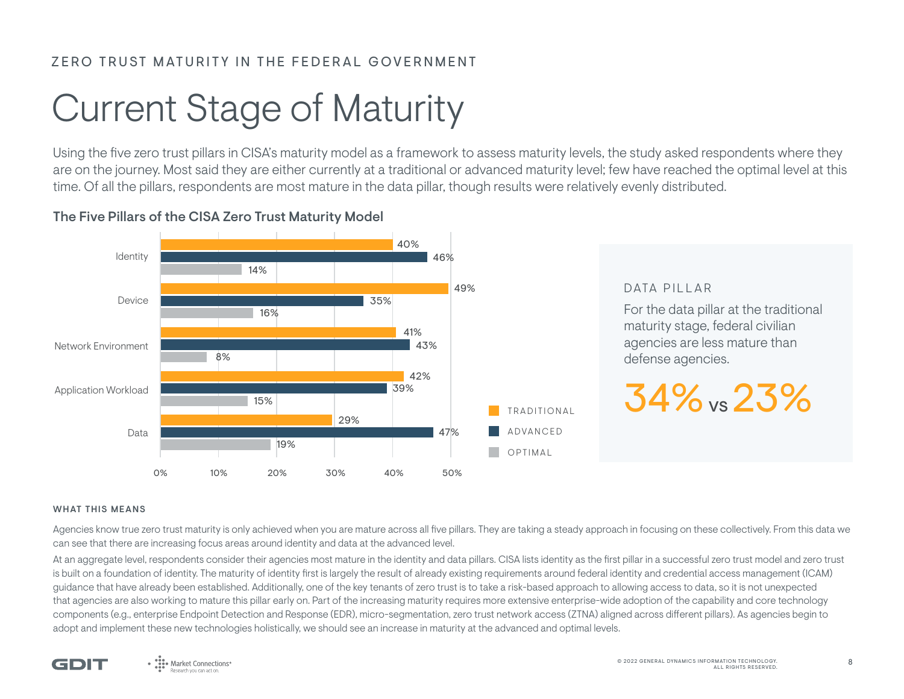ZERO TRUST MATURITY IN THE FEDERAL GOVERNMENT

# Current Stage of Maturity

Using the five zero trust pillars in CISA's maturity model as a framework to assess maturity levels, the study asked respondents where they are on the journey. Most said they are either currently at a traditional or advanced maturity level; few have reached the optimal level at this time. Of all the pillars, respondents are most mature in the data pillar, though results were relatively evenly distributed.

### The Five Pillars of the CISA Zero Trust Maturity Model

| Pillar | Traditional | Advanced | Optimal |
|---|---|---|---|
| Identity | 40% | 46% | 14% |
| Device | 49% | 35% | 16% |
| Network Environment | 41% | 43% | 8% |
| Application Workload | 42% | 39% | 15% |
| Data | 29% | 47% | 19% |

**DATA PILLAR**

For the data pillar at the traditional maturity stage, federal civilian agencies are less mature than defense agencies.

**34% vs 23%**

#### WHAT THIS MEANS

Agencies know true zero trust maturity is only achieved when you are mature across all five pillars. They are taking a steady approach in focusing on these collectively. From this data we can see that there are increasing focus areas around identity and data at the advanced level.

At an aggregate level, respondents consider their agencies most mature in the identity and data pillars. CISA lists identity as the first pillar in a successful zero trust model and zero trust is built on a foundation of identity. The maturity of identity first is largely the result of already existing requirements around federal identity and credential access management (ICAM) guidance that have already been established. Additionally, one of the key tenants of zero trust is to take a risk-based approach to allowing access to data, so it is not unexpected that agencies are also working to mature this pillar early on. Part of the increasing maturity requires more extensive enterprise-wide adoption of the capability and core technology components (e.g., enterprise Endpoint Detection and Response (EDR), micro-segmentation, zero trust network access (ZTNA) aligned across different pillars). As agencies begin to adopt and implement these new technologies holistically, we should see an increase in maturity at the advanced and optimal levels.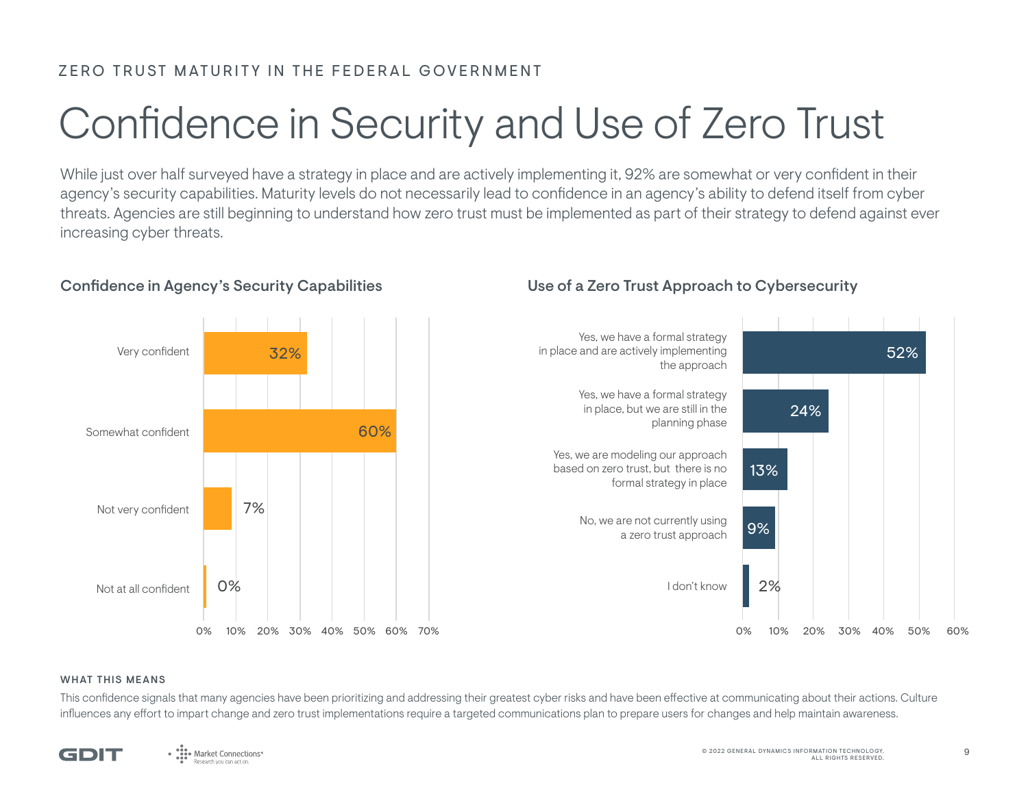ZERO TRUST MATURITY IN THE FEDERAL GOVERNMENT

# Confidence in Security and Use of Zero Trust

While just over half surveyed have a strategy in place and are actively implementing it, 92% are somewhat or very confident in their agency's security capabilities. Maturity levels do not necessarily lead to confidence in an agency's ability to defend itself from cyber threats. Agencies are still beginning to understand how zero trust must be implemented as part of their strategy to defend against ever increasing cyber threats.

### Confidence in Agency's Security Capabilities

| Response | Percentage |
|---|---|
| Very confident | 32% |
| Somewhat confident | 60% |
| Not very confident | 7% |
| Not at all confident | 0% |

### Use of a Zero Trust Approach to Cybersecurity

| Response | Percentage |
|---|---|
| Yes, we have a formal strategy in place and are actively implementing the approach | 52% |
| Yes, we have a formal strategy in place, but we are still in the planning phase | 24% |
| Yes, we are modeling our approach based on zero trust, but there is no formal strategy in place | 13% |
| No, we are not currently using a zero trust approach | 9% |
| I don't know | 2% |

#### WHAT THIS MEANS

This confidence signals that many agencies have been prioritizing and addressing their greatest cyber risks and have been effective at communicating about their actions. Culture influences any effort to impart change and zero trust implementations require a targeted communications plan to prepare users for changes and help maintain awareness.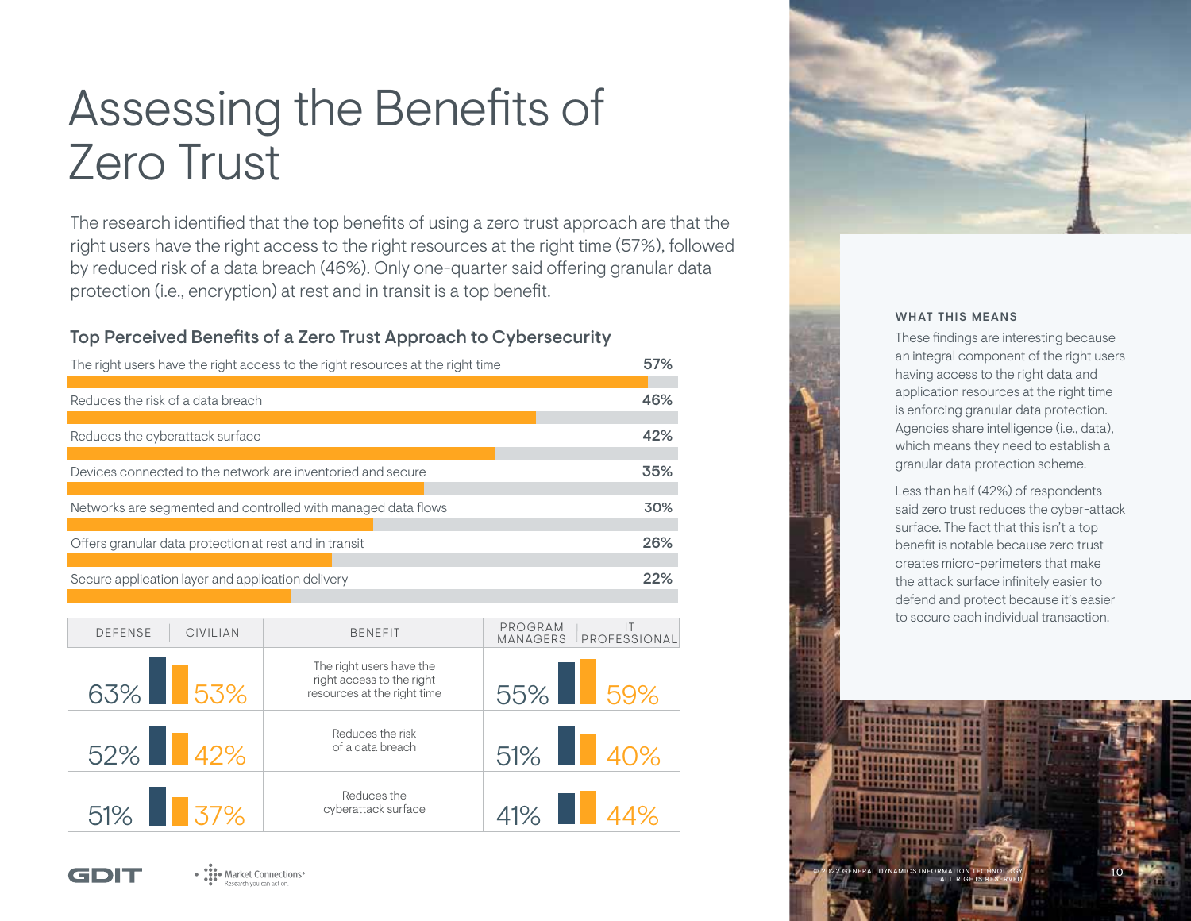# Assessing the Benefits of Zero Trust

The research identified that the top benefits of using a zero trust approach are that the right users have the right access to the right resources at the right time (57%), followed by reduced risk of a data breach (46%). Only one-quarter said offering granular data protection (i.e., encryption) at rest and in transit is a top benefit.

### Top Perceived Benefits of a Zero Trust Approach to Cybersecurity

| Benefit | % |
|---|---|
| The right users have the right access to the right resources at the right time | 57% |
| Reduces the risk of a data breach | 46% |
| Reduces the cyberattack surface | 42% |
| Devices connected to the network are inventoried and secure | 35% |
| Networks are segmented and controlled with managed data flows | 30% |
| Offers granular data protection at rest and in transit | 26% |
| Secure application layer and application delivery | 22% |

| DEFENSE | CIVILIAN | BENEFIT | PROGRAM MANAGERS | IT PROFESSIONAL |
|---|---|---|---|---|
| 63% | 53% | The right users have the right access to the right resources at the right time | 55% | 59% |
| 52% | 42% | Reduces the risk of a data breach | 51% | 40% |
| 51% | 37% | Reduces the cyberattack surface | 41% | 44% |

#### WHAT THIS MEANS

These findings are interesting because an integral component of the right users having access to the right data and application resources at the right time is enforcing granular data protection. Agencies share intelligence (i.e., data), which means they need to establish a granular data protection scheme.

Less than half (42%) of respondents said zero trust reduces the cyber-attack surface. The fact that this isn't a top benefit is notable because zero trust creates micro-perimeters that make the attack surface infinitely easier to defend and protect because it's easier to secure each individual transaction.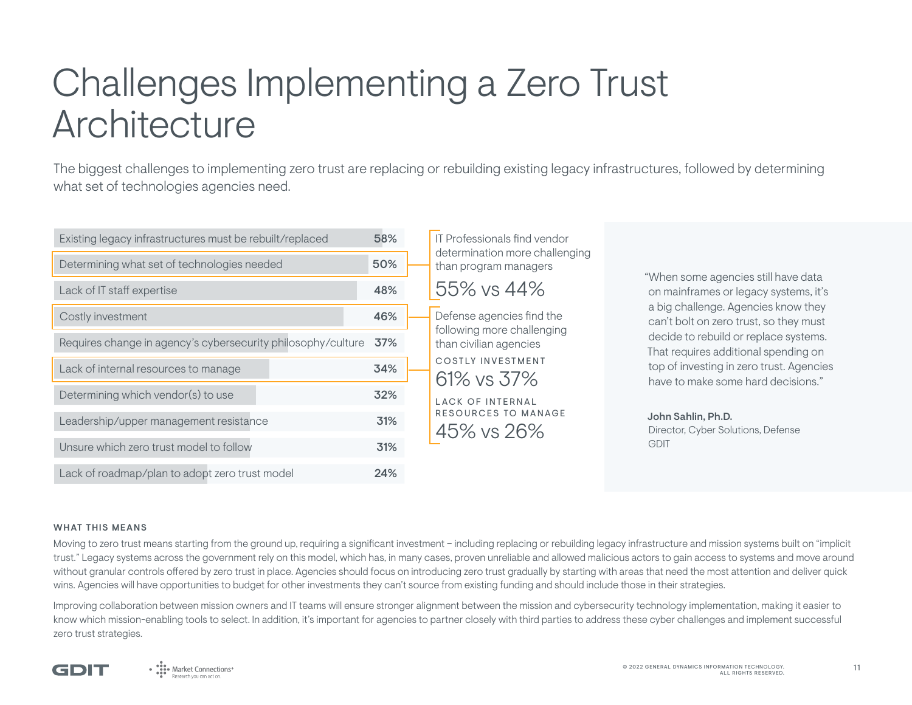# Challenges Implementing a Zero Trust Architecture

The biggest challenges to implementing zero trust are replacing or rebuilding existing legacy infrastructures, followed by determining what set of technologies agencies need.

| Challenge | % |
|---|---|
| Existing legacy infrastructures must be rebuilt/replaced | 58% |
| Determining what set of technologies needed | 50% |
| Lack of IT staff expertise | 48% |
| Costly investment | 46% |
| Requires change in agency's cybersecurity philosophy/culture | 37% |
| Lack of internal resources to manage | 34% |
| Determining which vendor(s) to use | 32% |
| Leadership/upper management resistance | 31% |
| Unsure which zero trust model to follow | 31% |
| Lack of roadmap/plan to adopt zero trust model | 24% |

IT Professionals find vendor determination more challenging than program managers

55% vs 44%

Defense agencies find the following more challenging than civilian agencies

COSTLY INVESTMENT

61% vs 37%

LACK OF INTERNAL RESOURCES TO MANAGE

45% vs 26%

"When some agencies still have data on mainframes or legacy systems, it's a big challenge. Agencies know they can't bolt on zero trust, so they must decide to rebuild or replace systems. That requires additional spending on top of investing in zero trust. Agencies have to make some hard decisions."

**John Sahlin, Ph.D.**
Director, Cyber Solutions, Defense
GDIT

### WHAT THIS MEANS

Moving to zero trust means starting from the ground up, requiring a significant investment – including replacing or rebuilding legacy infrastructure and mission systems built on "implicit trust." Legacy systems across the government rely on this model, which has, in many cases, proven unreliable and allowed malicious actors to gain access to systems and move around without granular controls offered by zero trust in place. Agencies should focus on introducing zero trust gradually by starting with areas that need the most attention and deliver quick wins. Agencies will have opportunities to budget for other investments they can't source from existing funding and should include those in their strategies.

Improving collaboration between mission owners and IT teams will ensure stronger alignment between the mission and cybersecurity technology implementation, making it easier to know which mission-enabling tools to select. In addition, it's important for agencies to partner closely with third parties to address these cyber challenges and implement successful zero trust strategies.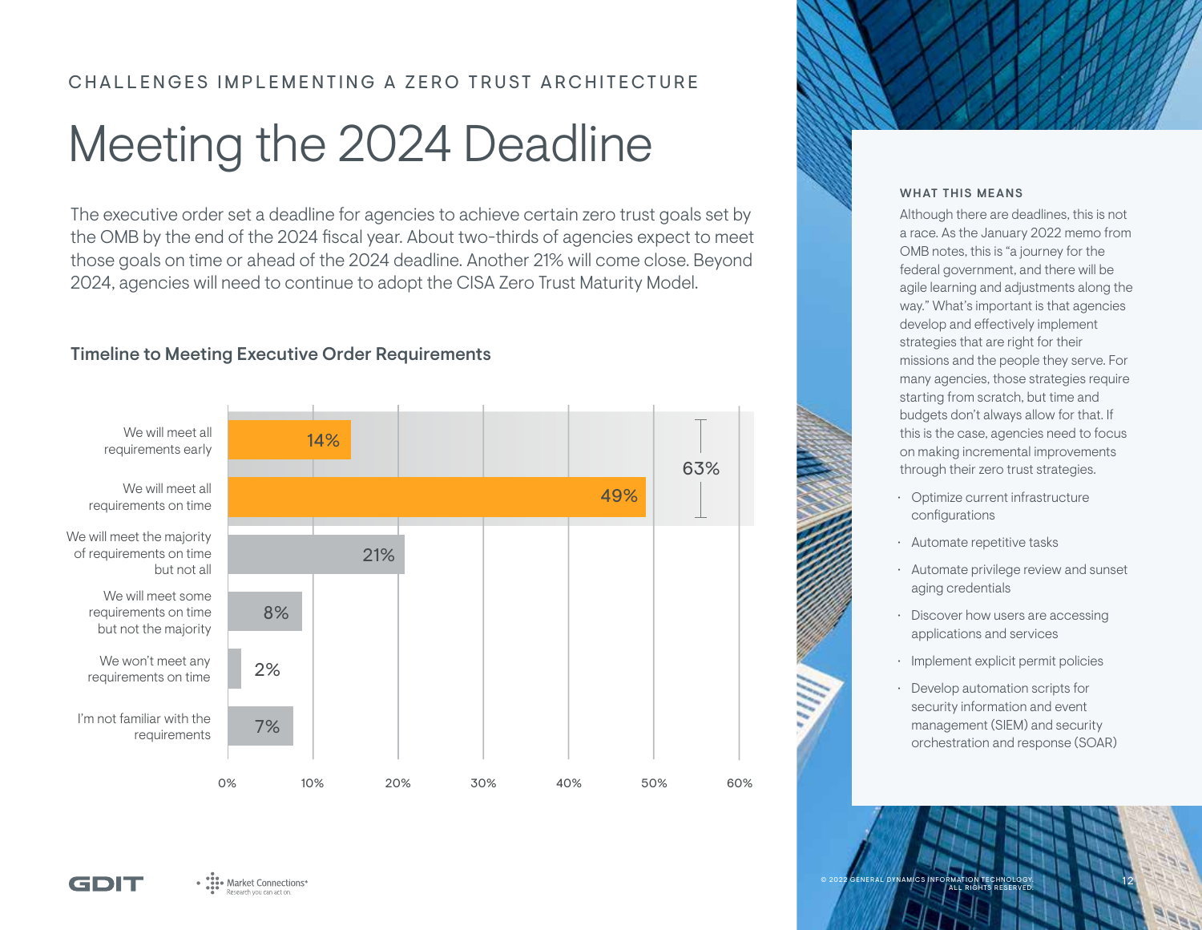CHALLENGES IMPLEMENTING A ZERO TRUST ARCHITECTURE

# Meeting the 2024 Deadline

The executive order set a deadline for agencies to achieve certain zero trust goals set by the OMB by the end of the 2024 fiscal year. About two-thirds of agencies expect to meet those goals on time or ahead of the 2024 deadline. Another 21% will come close. Beyond 2024, agencies will need to continue to adopt the CISA Zero Trust Maturity Model.

### Timeline to Meeting Executive Order Requirements

| Response | Percentage |
|---|---|
| We will meet all requirements early | 14% |
| We will meet all requirements on time | 49% |
| We will meet the majority of requirements on time but not all | 21% |
| We will meet some requirements on time but not the majority | 8% |
| We won't meet any requirements on time | 2% |
| I'm not familiar with the requirements | 7% |

63% (meet all requirements early or on time)

#### WHAT THIS MEANS

Although there are deadlines, this is not a race. As the January 2022 memo from OMB notes, this is "a journey for the federal government, and there will be agile learning and adjustments along the way." What's important is that agencies develop and effectively implement strategies that are right for their missions and the people they serve. For many agencies, those strategies require starting from scratch, but time and budgets don't always allow for that. If this is the case, agencies need to focus on making incremental improvements through their zero trust strategies.

- Optimize current infrastructure configurations
- Automate repetitive tasks
- Automate privilege review and sunset aging credentials
- Discover how users are accessing applications and services
- Implement explicit permit policies
- Develop automation scripts for security information and event management (SIEM) and security orchestration and response (SOAR)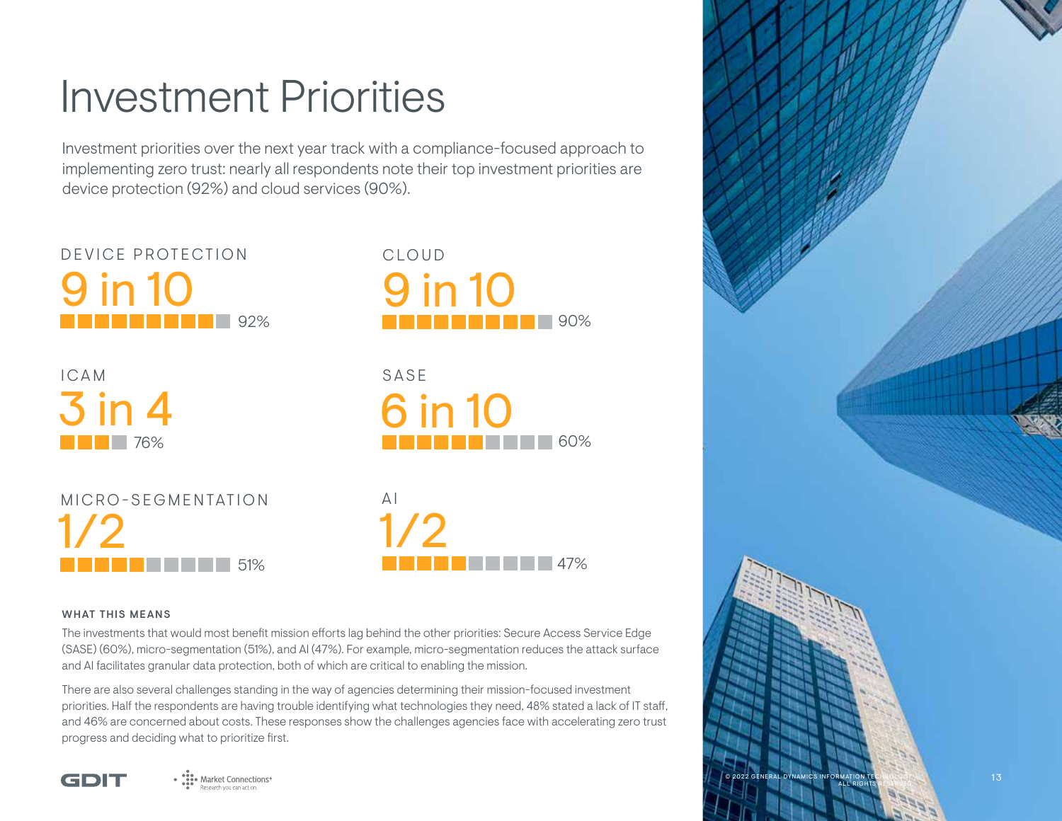# Investment Priorities

Investment priorities over the next year track with a compliance-focused approach to implementing zero trust: nearly all respondents note their top investment priorities are device protection (92%) and cloud services (90%).

DEVICE PROTECTION
9 in 10
92%

CLOUD
9 in 10
90%

ICAM
3 in 4
76%

SASE
6 in 10
60%

MICRO-SEGMENTATION
1/2
51%

AI
1/2
47%

**WHAT THIS MEANS**

The investments that would most benefit mission efforts lag behind the other priorities: Secure Access Service Edge (SASE) (60%), micro-segmentation (51%), and AI (47%). For example, micro-segmentation reduces the attack surface and AI facilitates granular data protection, both of which are critical to enabling the mission.

There are also several challenges standing in the way of agencies determining their mission-focused investment priorities. Half the respondents are having trouble identifying what technologies they need, 48% stated a lack of IT staff, and 46% are concerned about costs. These responses show the challenges agencies face with accelerating zero trust progress and deciding what to prioritize first.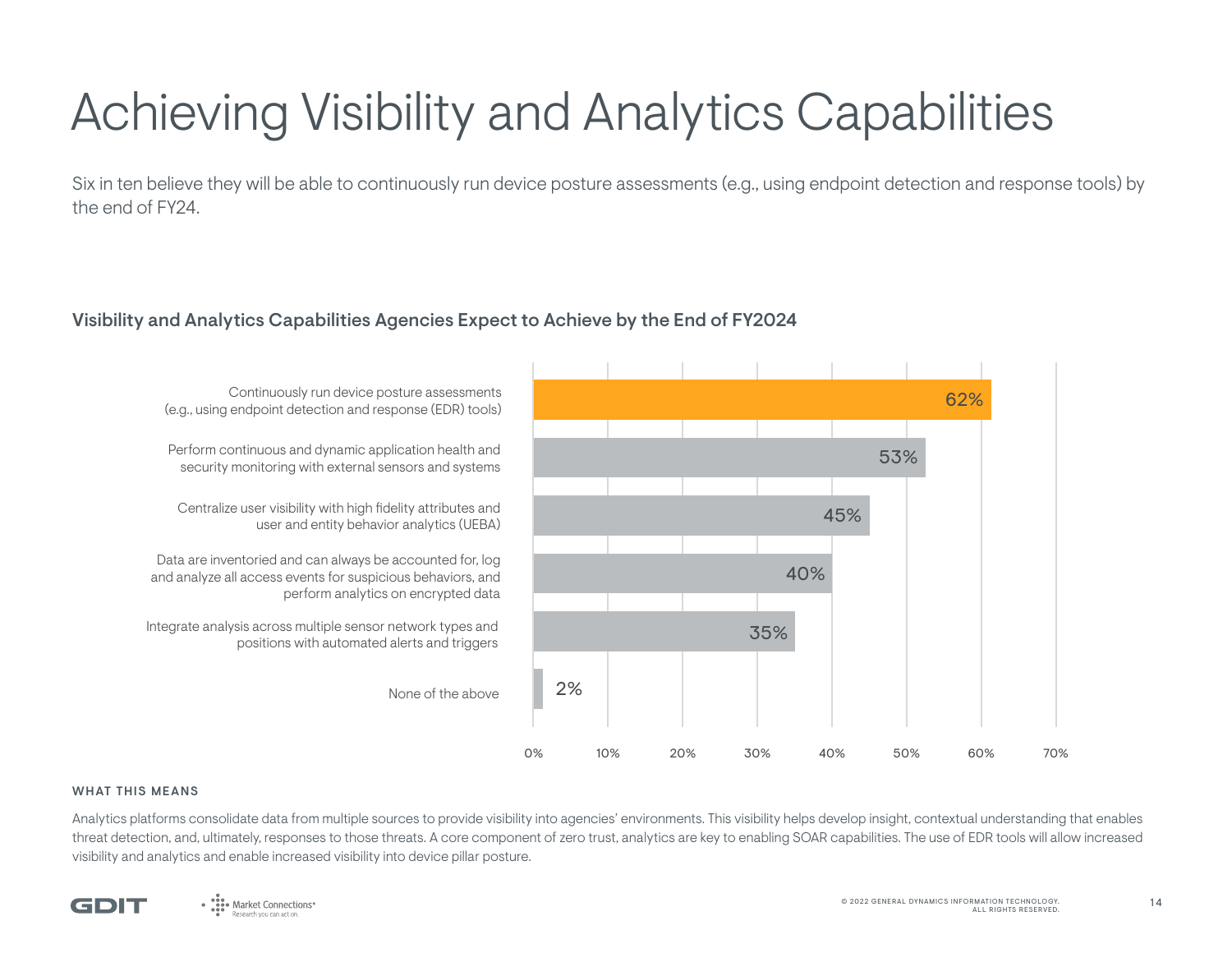# Achieving Visibility and Analytics Capabilities

Six in ten believe they will be able to continuously run device posture assessments (e.g., using endpoint detection and response tools) by the end of FY24.

### Visibility and Analytics Capabilities Agencies Expect to Achieve by the End of FY2024

| Capability | Percentage |
| --- | --- |
| Continuously run device posture assessments (e.g., using endpoint detection and response (EDR) tools) | 62% |
| Perform continuous and dynamic application health and security monitoring with external sensors and systems | 53% |
| Centralize user visibility with high fidelity attributes and user and entity behavior analytics (UEBA) | 45% |
| Data are inventoried and can always be accounted for, log and analyze all access events for suspicious behaviors, and perform analytics on encrypted data | 40% |
| Integrate analysis across multiple sensor network types and positions with automated alerts and triggers | 35% |
| None of the above | 2% |

**WHAT THIS MEANS**

Analytics platforms consolidate data from multiple sources to provide visibility into agencies' environments. This visibility helps develop insight, contextual understanding that enables threat detection, and, ultimately, responses to those threats. A core component of zero trust, analytics are key to enabling SOAR capabilities. The use of EDR tools will allow increased visibility and analytics and enable increased visibility into device pillar posture.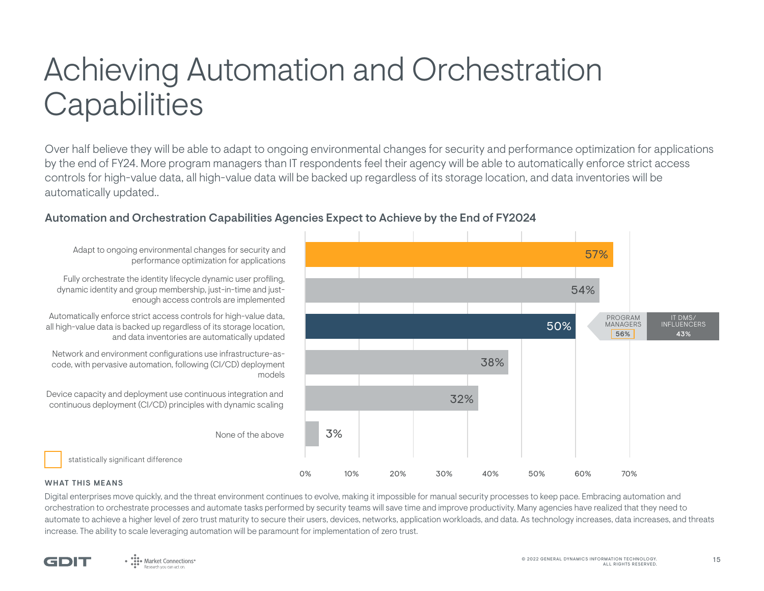# Achieving Automation and Orchestration Capabilities

Over half believe they will be able to adapt to ongoing environmental changes for security and performance optimization for applications by the end of FY24. More program managers than IT respondents feel their agency will be able to automatically enforce strict access controls for high-value data, all high-value data will be backed up regardless of its storage location, and data inventories will be automatically updated..

### Automation and Orchestration Capabilities Agencies Expect to Achieve by the End of FY2024

| Capability | Total | Program Managers | IT DMs/Influencers |
|---|---|---|---|
| Adapt to ongoing environmental changes for security and performance optimization for applications | 57% | | |
| Fully orchestrate the identity lifecycle dynamic user profiling, dynamic identity and group membership, just-in-time and just-enough access controls are implemented | 54% | | |
| Automatically enforce strict access controls for high-value data, all high-value data is backed up regardless of its storage location, and data inventories are automatically updated | 50% | 56%* | 43% |
| Network and environment configurations use infrastructure-as-code, with pervasive automation, following (CI/CD) deployment models | 38% | | |
| Device capacity and deployment use continuous integration and continuous deployment (CI/CD) principles with dynamic scaling | 32% | | |
| None of the above | 3% | | |

*statistically significant difference

**WHAT THIS MEANS**

Digital enterprises move quickly, and the threat environment continues to evolve, making it impossible for manual security processes to keep pace. Embracing automation and orchestration to orchestrate processes and automate tasks performed by security teams will save time and improve productivity. Many agencies have realized that they need to automate to achieve a higher level of zero trust maturity to secure their users, devices, networks, application workloads, and data. As technology increases, data increases, and threats increase. The ability to scale leveraging automation will be paramount for implementation of zero trust.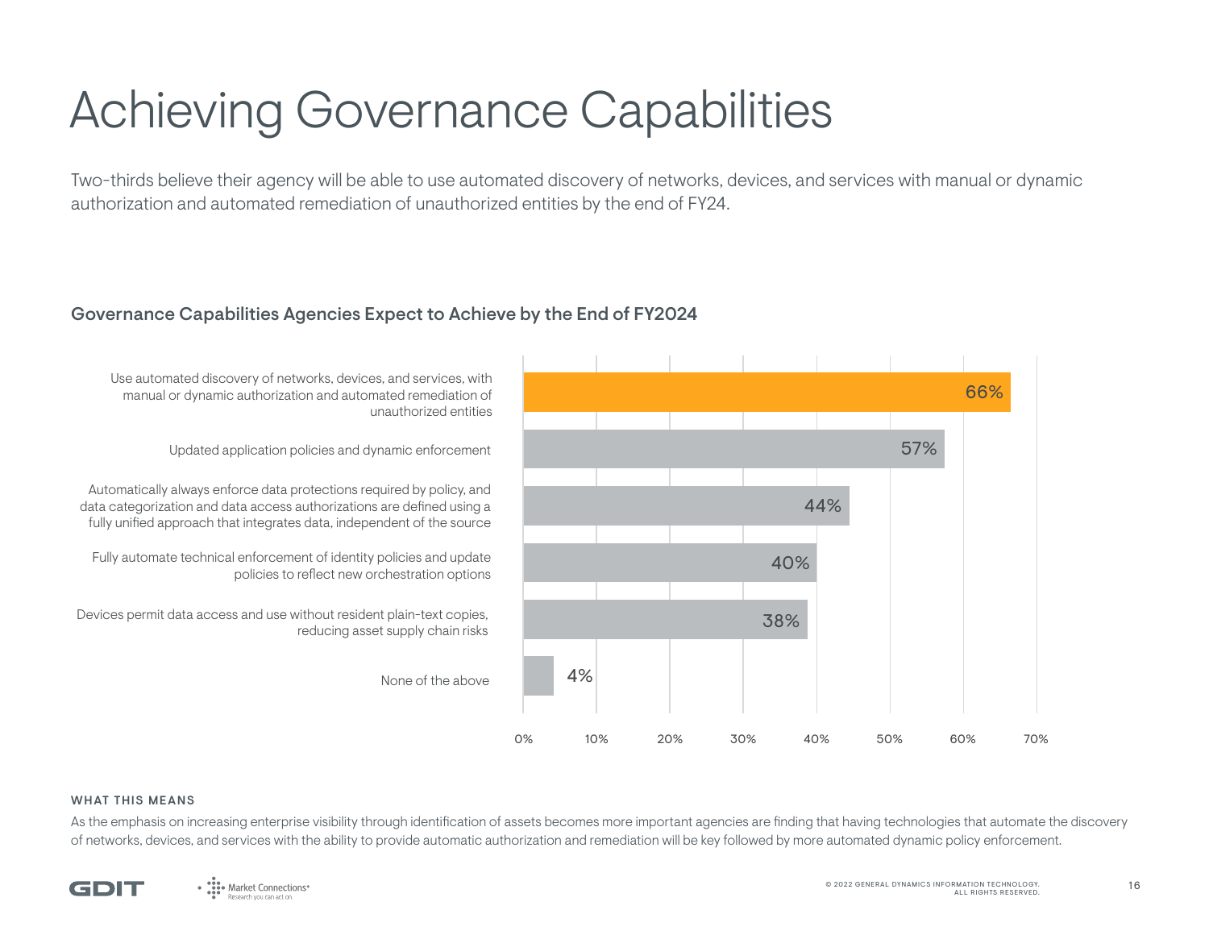# Achieving Governance Capabilities

Two-thirds believe their agency will be able to use automated discovery of networks, devices, and services with manual or dynamic authorization and automated remediation of unauthorized entities by the end of FY24.

## Governance Capabilities Agencies Expect to Achieve by the End of FY2024

| Capability | Percentage |
| --- | --- |
| Use automated discovery of networks, devices, and services, with manual or dynamic authorization and automated remediation of unauthorized entities | 66% |
| Updated application policies and dynamic enforcement | 57% |
| Automatically always enforce data protections required by policy, and data categorization and data access authorizations are defined using a fully unified approach that integrates data, independent of the source | 44% |
| Fully automate technical enforcement of identity policies and update policies to reflect new orchestration options | 40% |
| Devices permit data access and use without resident plain-text copies, reducing asset supply chain risks | 38% |
| None of the above | 4% |

### WHAT THIS MEANS

As the emphasis on increasing enterprise visibility through identification of assets becomes more important agencies are finding that having technologies that automate the discovery of networks, devices, and services with the ability to provide automatic authorization and remediation will be key followed by more automated dynamic policy enforcement.

© 2022 GENERAL DYNAMICS INFORMATION TECHNOLOGY. ALL RIGHTS RESERVED.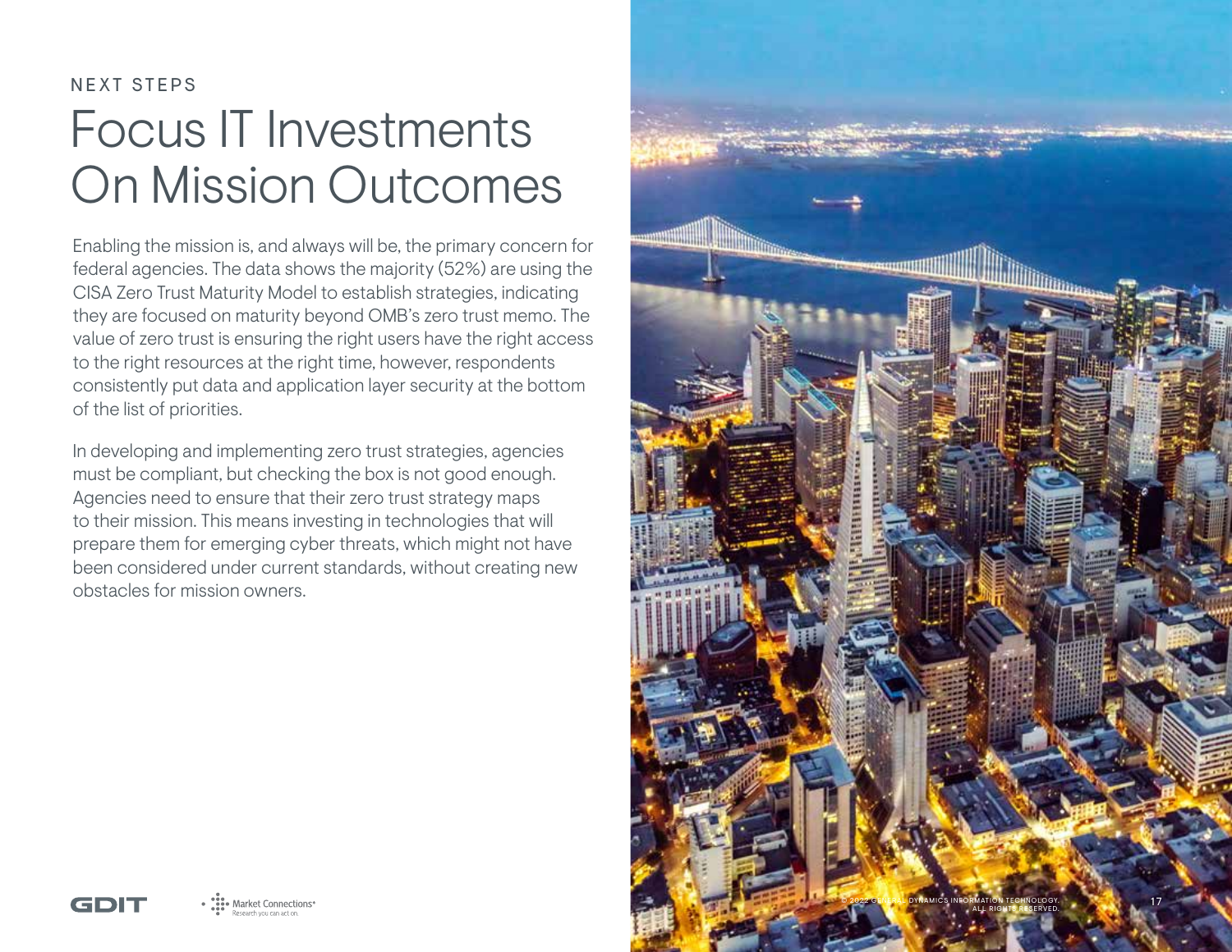NEXT STEPS

# Focus IT Investments On Mission Outcomes

Enabling the mission is, and always will be, the primary concern for federal agencies. The data shows the majority (52%) are using the CISA Zero Trust Maturity Model to establish strategies, indicating they are focused on maturity beyond OMB's zero trust memo. The value of zero trust is ensuring the right users have the right access to the right resources at the right time, however, respondents consistently put data and application layer security at the bottom of the list of priorities.

In developing and implementing zero trust strategies, agencies must be compliant, but checking the box is not good enough. Agencies need to ensure that their zero trust strategy maps to their mission. This means investing in technologies that will prepare them for emerging cyber threats, which might not have been considered under current standards, without creating new obstacles for mission owners.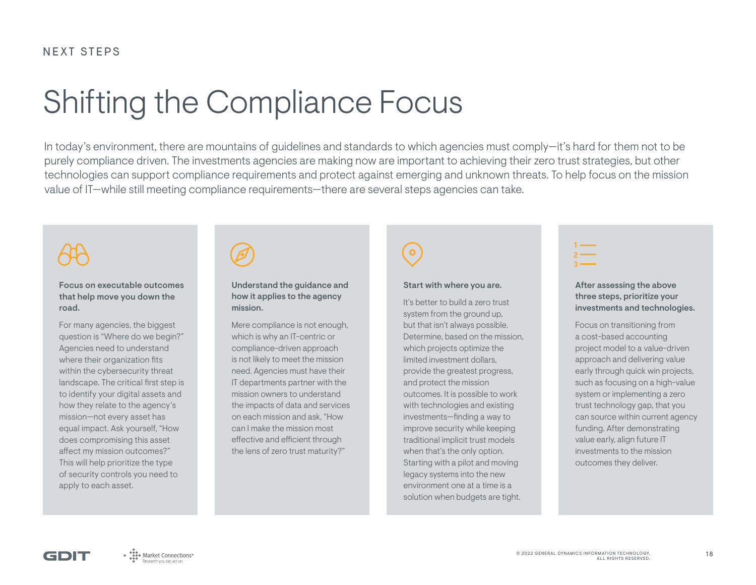NEXT STEPS

# Shifting the Compliance Focus

In today's environment, there are mountains of guidelines and standards to which agencies must comply—it's hard for them not to be purely compliance driven. The investments agencies are making now are important to achieving their zero trust strategies, but other technologies can support compliance requirements and protect against emerging and unknown threats. To help focus on the mission value of IT—while still meeting compliance requirements—there are several steps agencies can take.

### Focus on executable outcomes that help move you down the road.

For many agencies, the biggest question is "Where do we begin?" Agencies need to understand where their organization fits within the cybersecurity threat landscape. The critical first step is to identify your digital assets and how they relate to the agency's mission—not every asset has equal impact. Ask yourself, "How does compromising this asset affect my mission outcomes?" This will help prioritize the type of security controls you need to apply to each asset.

### Understand the guidance and how it applies to the agency mission.

Mere compliance is not enough, which is why an IT-centric or compliance-driven approach is not likely to meet the mission need. Agencies must have their IT departments partner with the mission owners to understand the impacts of data and services on each mission and ask, "How can I make the mission most effective and efficient through the lens of zero trust maturity?"

### Start with where you are.

It's better to build a zero trust system from the ground up, but that isn't always possible. Determine, based on the mission, which projects optimize the limited investment dollars, provide the greatest progress, and protect the mission outcomes. It is possible to work with technologies and existing investments—finding a way to improve security while keeping traditional implicit trust models when that's the only option. Starting with a pilot and moving legacy systems into the new environment one at a time is a solution when budgets are tight.

### After assessing the above three steps, prioritize your investments and technologies.

Focus on transitioning from a cost-based accounting project model to a value-driven approach and delivering value early through quick win projects, such as focusing on a high-value system or implementing a zero trust technology gap, that you can source within current agency funding. After demonstrating value early, align future IT investments to the mission outcomes they deliver.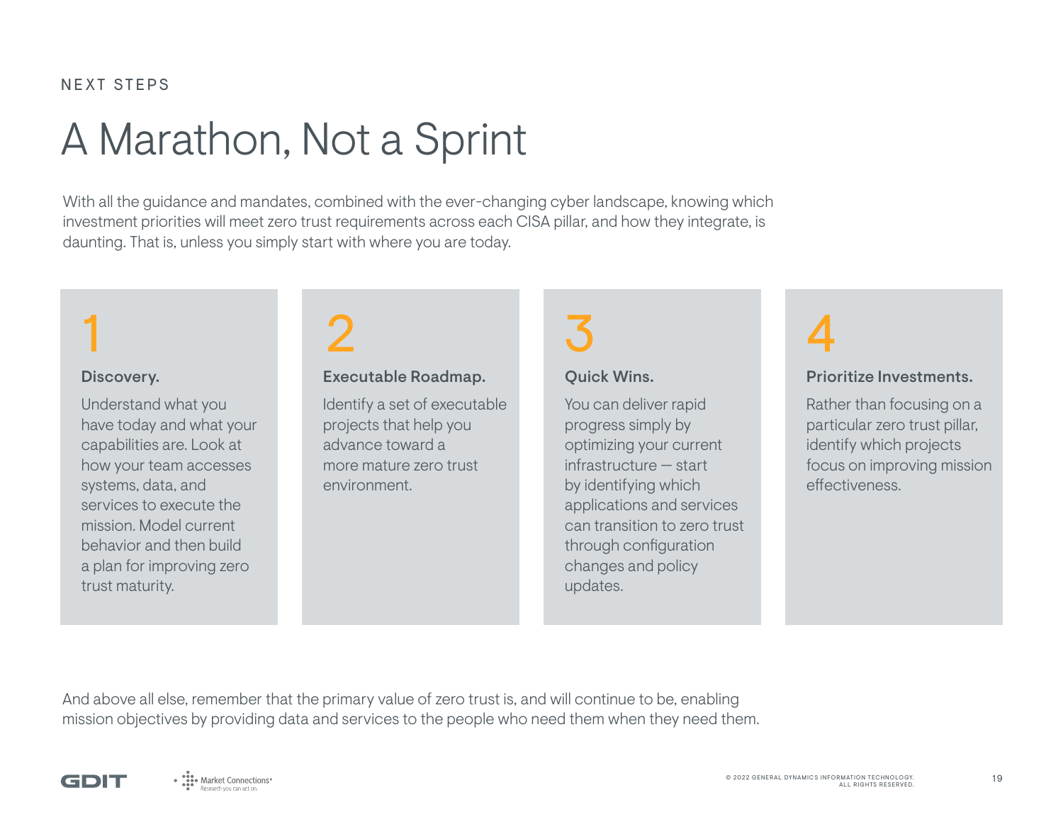NEXT STEPS

# A Marathon, Not a Sprint

With all the guidance and mandates, combined with the ever-changing cyber landscape, knowing which investment priorities will meet zero trust requirements across each CISA pillar, and how they integrate, is daunting. That is, unless you simply start with where you are today.

## 1

**Discovery.**

Understand what you have today and what your capabilities are. Look at how your team accesses systems, data, and services to execute the mission. Model current behavior and then build a plan for improving zero trust maturity.

## 2

**Executable Roadmap.**

Identify a set of executable projects that help you advance toward a more mature zero trust environment.

## 3

**Quick Wins.**

You can deliver rapid progress simply by optimizing your current infrastructure — start by identifying which applications and services can transition to zero trust through configuration changes and policy updates.

## 4

**Prioritize Investments.**

Rather than focusing on a particular zero trust pillar, identify which projects focus on improving mission effectiveness.

And above all else, remember that the primary value of zero trust is, and will continue to be, enabling mission objectives by providing data and services to the people who need them when they need them.

GDIT

Market Connections — Research you can act on

© 2022 GENERAL DYNAMICS INFORMATION TECHNOLOGY. ALL RIGHTS RESERVED.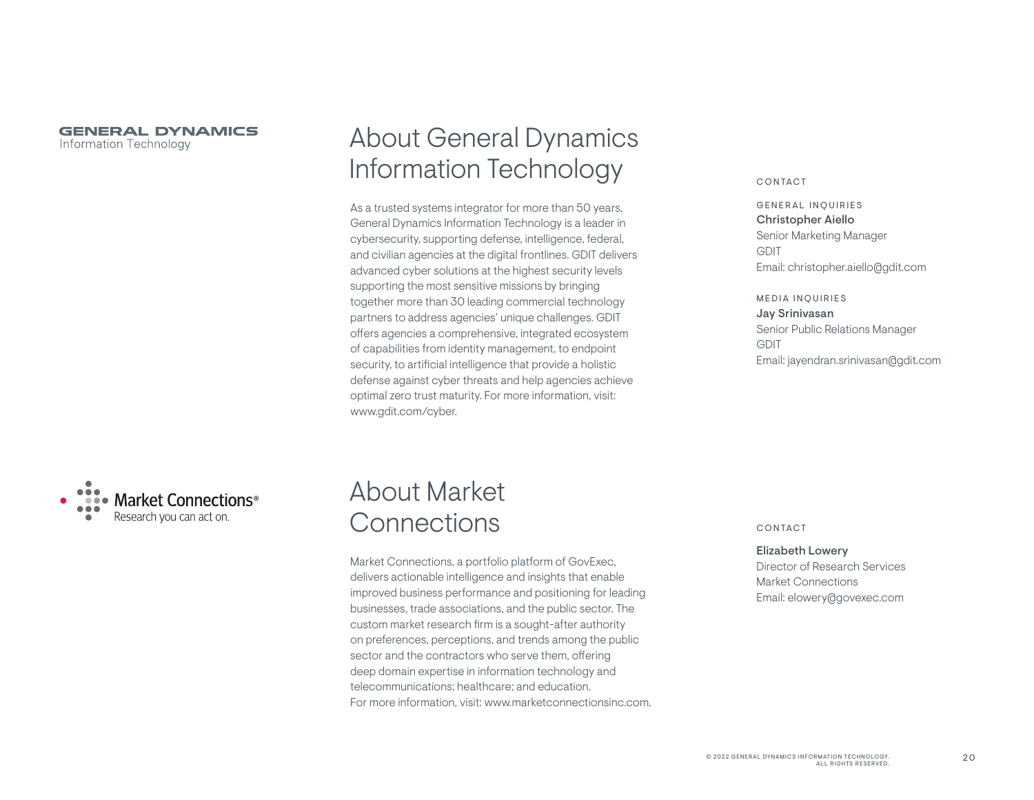GENERAL DYNAMICS
Information Technology

## About General Dynamics Information Technology

As a trusted systems integrator for more than 50 years, General Dynamics Information Technology is a leader in cybersecurity, supporting defense, intelligence, federal, and civilian agencies at the digital frontlines. GDIT delivers advanced cyber solutions at the highest security levels supporting the most sensitive missions by bringing together more than 30 leading commercial technology partners to address agencies' unique challenges. GDIT offers agencies a comprehensive, integrated ecosystem of capabilities from identity management, to endpoint security, to artificial intelligence that provide a holistic defense against cyber threats and help agencies achieve optimal zero trust maturity. For more information, visit: www.gdit.com/cyber.

CONTACT

GENERAL INQUIRIES
**Christopher Aiello**
Senior Marketing Manager
GDIT
Email: christopher.aiello@gdit.com

MEDIA INQUIRIES
**Jay Srinivasan**
Senior Public Relations Manager
GDIT
Email: jayendran.srinivasan@gdit.com

Market Connections®
Research you can act on.

## About Market Connections

Market Connections, a portfolio platform of GovExec, delivers actionable intelligence and insights that enable improved business performance and positioning for leading businesses, trade associations, and the public sector. The custom market research firm is a sought-after authority on preferences, perceptions, and trends among the public sector and the contractors who serve them, offering deep domain expertise in information technology and telecommunications; healthcare; and education. For more information, visit: www.marketconnectionsinc.com.

CONTACT

**Elizabeth Lowery**
Director of Research Services
Market Connections
Email: elowery@govexec.com

© 2022 GENERAL DYNAMICS INFORMATION TECHNOLOGY. ALL RIGHTS RESERVED.